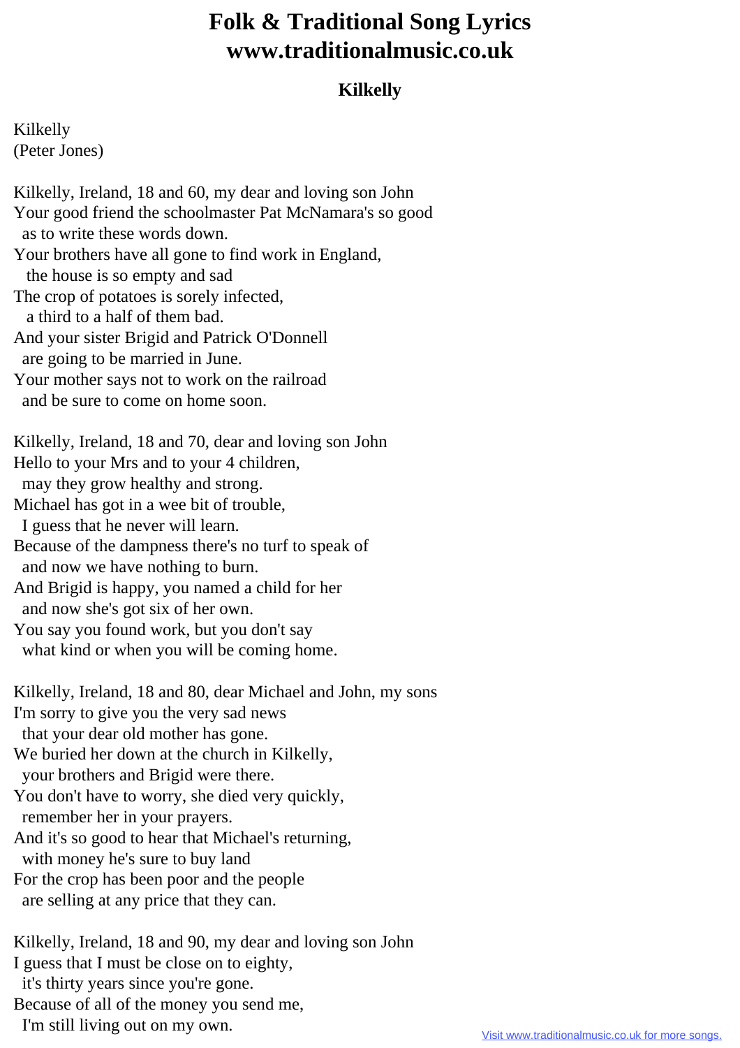# Folk & Traditional Song Lyrics
# www.traditionalmusic.co.uk

### Kilkelly

Kilkelly
(Peter Jones)

Kilkelly, Ireland, 18 and 60, my dear and loving son John
Your good friend the schoolmaster Pat McNamara's so good
  as to write these words down.
Your brothers have all gone to find work in England,
  the house is so empty and sad
The crop of potatoes is sorely infected,
  a third to a half of them bad.
And your sister Brigid and Patrick O'Donnell
  are going to be married in June.
Your mother says not to work on the railroad
  and be sure to come on home soon.

Kilkelly, Ireland, 18 and 70, dear and loving son John
Hello to your Mrs and to your 4 children,
  may they grow healthy and strong.
Michael has got in a wee bit of trouble,
  I guess that he never will learn.
Because of the dampness there's no turf to speak of
  and now we have nothing to burn.
And Brigid is happy, you named a child for her
  and now she's got six of her own.
You say you found work, but you don't say
  what kind or when you will be coming home.

Kilkelly, Ireland, 18 and 80, dear Michael and John, my sons
I'm sorry to give you the very sad news
  that your dear old mother has gone.
We buried her down at the church in Kilkelly,
  your brothers and Brigid were there.
You don't have to worry, she died very quickly,
  remember her in your prayers.
And it's so good to hear that Michael's returning,
  with money he's sure to buy land
For the crop has been poor and the people
  are selling at any price that they can.

Kilkelly, Ireland, 18 and 90, my dear and loving son John
I guess that I must be close on to eighty,
  it's thirty years since you're gone.
Because of all of the money you send me,
  I'm still living out on my own.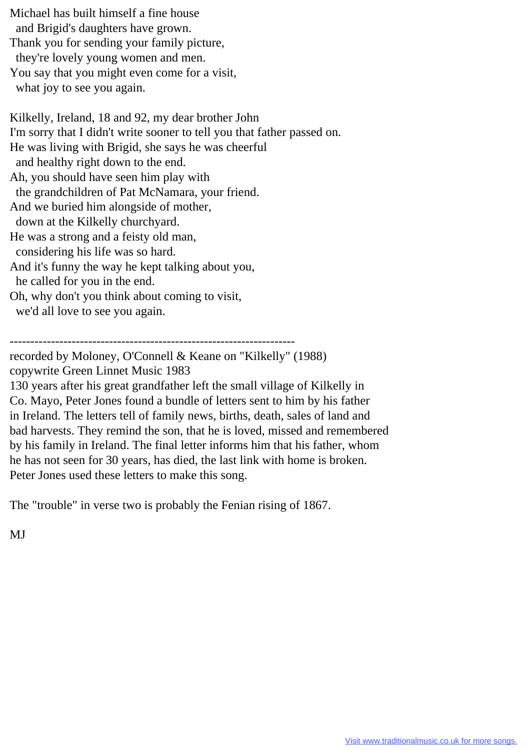Michael has built himself a fine house
  and Brigid's daughters have grown.
Thank you for sending your family picture,
  they're lovely young women and men.
You say that you might even come for a visit,
  what joy to see you again.

Kilkelly, Ireland, 18 and 92, my dear brother John
I'm sorry that I didn't write sooner to tell you that father passed on.
He was living with Brigid, she says he was cheerful
  and healthy right down to the end.
Ah, you should have seen him play with
  the grandchildren of Pat McNamara, your friend.
And we buried him alongside of mother,
  down at the Kilkelly churchyard.
He was a strong and a feisty old man,
  considering his life was so hard.
And it's funny the way he kept talking about you,
  he called for you in the end.
Oh, why don't you think about coming to visit,
  we'd all love to see you again.

---

recorded by Moloney, O'Connell & Keane on "Kilkelly" (1988)
copywrite Green Linnet Music 1983
130 years after his great grandfather left the small village of Kilkelly in Co. Mayo, Peter Jones found a bundle of letters sent to him by his father in Ireland. The letters tell of family news, births, death, sales of land and bad harvests. They remind the son, that he is loved, missed and remembered by his family in Ireland. The final letter informs him that his father, whom he has not seen for 30 years, has died, the last link with home is broken. Peter Jones used these letters to make this song.

The "trouble" in verse two is probably the Fenian rising of 1867.

MJ